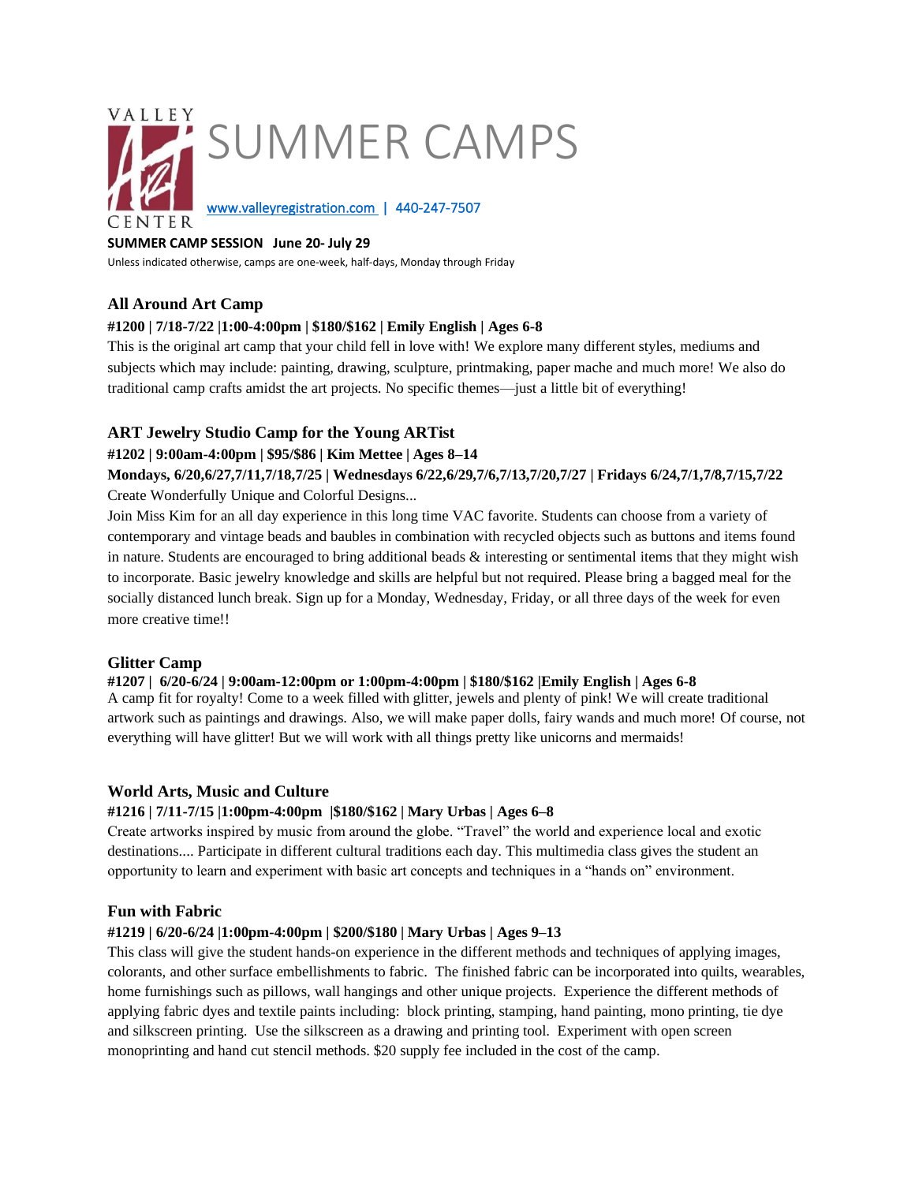VALLEY ART CENTER

# SUMMER CAMPS

www.valleyregistration.com | 440-247-7507

**SUMMER CAMP SESSION June 20- July 29**

Unless indicated otherwise, camps are one-week, half-days, Monday through Friday

## All Around Art Camp

**#1200 | 7/18-7/22 |1:00-4:00pm | $180/$162 | Emily English | Ages 6-8**

This is the original art camp that your child fell in love with! We explore many different styles, mediums and subjects which may include: painting, drawing, sculpture, printmaking, paper mache and much more! We also do traditional camp crafts amidst the art projects. No specific themes—just a little bit of everything!

## ART Jewelry Studio Camp for the Young ARTist

**#1202 | 9:00am-4:00pm | $95/$86 | Kim Mettee | Ages 8–14**

**Mondays, 6/20,6/27,7/11,7/18,7/25 | Wednesdays 6/22,6/29,7/6,7/13,7/20,7/27 | Fridays 6/24,7/1,7/8,7/15,7/22**

Create Wonderfully Unique and Colorful Designs...

Join Miss Kim for an all day experience in this long time VAC favorite. Students can choose from a variety of contemporary and vintage beads and baubles in combination with recycled objects such as buttons and items found in nature. Students are encouraged to bring additional beads & interesting or sentimental items that they might wish to incorporate. Basic jewelry knowledge and skills are helpful but not required. Please bring a bagged meal for the socially distanced lunch break. Sign up for a Monday, Wednesday, Friday, or all three days of the week for even more creative time!!

## Glitter Camp

**#1207 | 6/20-6/24 | 9:00am-12:00pm or 1:00pm-4:00pm | $180/$162 |Emily English | Ages 6-8**

A camp fit for royalty! Come to a week filled with glitter, jewels and plenty of pink! We will create traditional artwork such as paintings and drawings. Also, we will make paper dolls, fairy wands and much more! Of course, not everything will have glitter! But we will work with all things pretty like unicorns and mermaids!

## World Arts, Music and Culture

**#1216 | 7/11-7/15 |1:00pm-4:00pm |$180/$162 | Mary Urbas | Ages 6–8**

Create artworks inspired by music from around the globe. "Travel" the world and experience local and exotic destinations.... Participate in different cultural traditions each day. This multimedia class gives the student an opportunity to learn and experiment with basic art concepts and techniques in a "hands on" environment.

## Fun with Fabric

**#1219 | 6/20-6/24 |1:00pm-4:00pm | $200/$180 | Mary Urbas | Ages 9–13**

This class will give the student hands-on experience in the different methods and techniques of applying images, colorants, and other surface embellishments to fabric. The finished fabric can be incorporated into quilts, wearables, home furnishings such as pillows, wall hangings and other unique projects. Experience the different methods of applying fabric dyes and textile paints including: block printing, stamping, hand painting, mono printing, tie dye and silkscreen printing. Use the silkscreen as a drawing and printing tool. Experiment with open screen monoprinting and hand cut stencil methods. $20 supply fee included in the cost of the camp.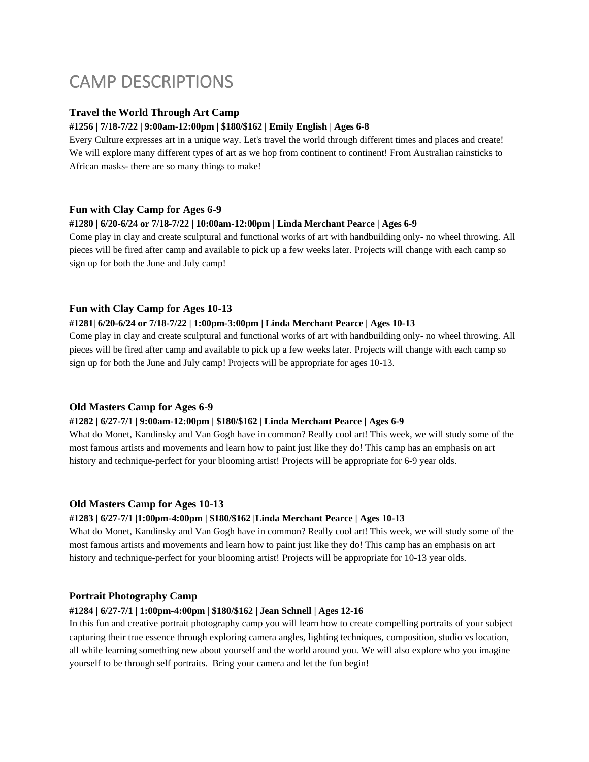# CAMP DESCRIPTIONS

### Travel the World Through Art Camp

**#1256 | 7/18-7/22 | 9:00am-12:00pm | $180/$162 | Emily English | Ages 6-8**

Every Culture expresses art in a unique way. Let's travel the world through different times and places and create! We will explore many different types of art as we hop from continent to continent! From Australian rainsticks to African masks- there are so many things to make!

### Fun with Clay Camp for Ages 6-9

**#1280 | 6/20-6/24 or 7/18-7/22 | 10:00am-12:00pm | Linda Merchant Pearce | Ages 6-9**

Come play in clay and create sculptural and functional works of art with handbuilding only- no wheel throwing. All pieces will be fired after camp and available to pick up a few weeks later. Projects will change with each camp so sign up for both the June and July camp!

### Fun with Clay Camp for Ages 10-13

**#1281| 6/20-6/24 or 7/18-7/22 | 1:00pm-3:00pm | Linda Merchant Pearce | Ages 10-13**

Come play in clay and create sculptural and functional works of art with handbuilding only- no wheel throwing. All pieces will be fired after camp and available to pick up a few weeks later. Projects will change with each camp so sign up for both the June and July camp! Projects will be appropriate for ages 10-13.

### Old Masters Camp for Ages 6-9

**#1282 | 6/27-7/1 | 9:00am-12:00pm | $180/$162 | Linda Merchant Pearce | Ages 6-9**

What do Monet, Kandinsky and Van Gogh have in common? Really cool art! This week, we will study some of the most famous artists and movements and learn how to paint just like they do! This camp has an emphasis on art history and technique-perfect for your blooming artist! Projects will be appropriate for 6-9 year olds.

### Old Masters Camp for Ages 10-13

**#1283 | 6/27-7/1 |1:00pm-4:00pm | $180/$162 |Linda Merchant Pearce | Ages 10-13**

What do Monet, Kandinsky and Van Gogh have in common? Really cool art! This week, we will study some of the most famous artists and movements and learn how to paint just like they do! This camp has an emphasis on art history and technique-perfect for your blooming artist! Projects will be appropriate for 10-13 year olds.

### Portrait Photography Camp

**#1284 | 6/27-7/1 | 1:00pm-4:00pm | $180/$162 | Jean Schnell | Ages 12-16**

In this fun and creative portrait photography camp you will learn how to create compelling portraits of your subject capturing their true essence through exploring camera angles, lighting techniques, composition, studio vs location, all while learning something new about yourself and the world around you. We will also explore who you imagine yourself to be through self portraits. Bring your camera and let the fun begin!